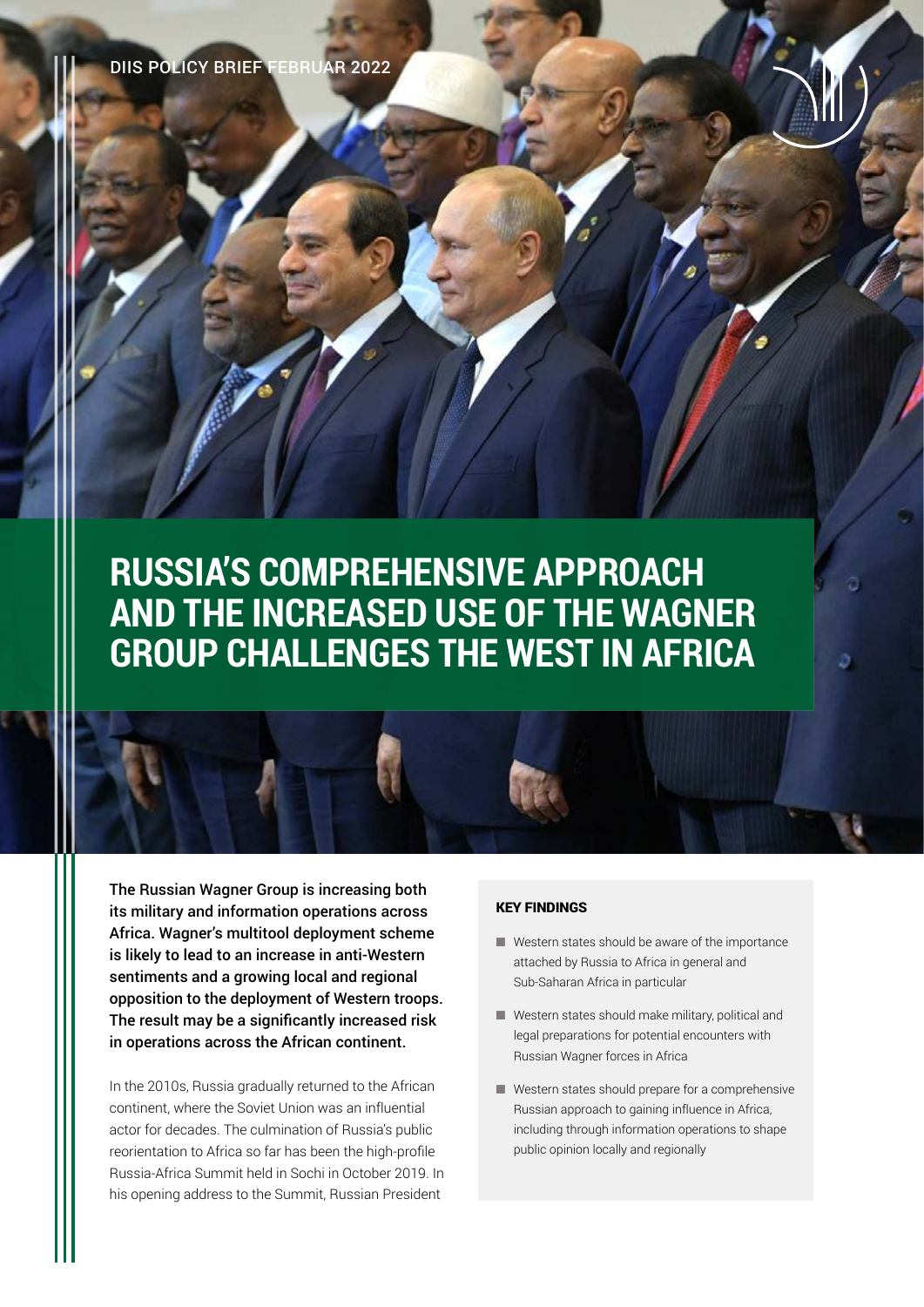DIIS POLICY BRIEF FEBRUAR 2022

# RUSSIA'S COMPREHENSIVE APPROACH AND THE INCREASED USE OF THE WAGNER GROUP CHALLENGES THE WEST IN AFRICA

**The Russian Wagner Group is increasing both its military and information operations across Africa. Wagner's multitool deployment scheme is likely to lead to an increase in anti-Western sentiments and a growing local and regional opposition to the deployment of Western troops. The result may be a significantly increased risk in operations across the African continent.**

In the 2010s, Russia gradually returned to the African continent, where the Soviet Union was an influential actor for decades. The culmination of Russia's public reorientation to Africa so far has been the high-profile Russia-Africa Summit held in Sochi in October 2019. In his opening address to the Summit, Russian President

#### KEY FINDINGS

- Western states should be aware of the importance attached by Russia to Africa in general and Sub-Saharan Africa in particular
- Western states should make military, political and legal preparations for potential encounters with Russian Wagner forces in Africa
- Western states should prepare for a comprehensive Russian approach to gaining influence in Africa, including through information operations to shape public opinion locally and regionally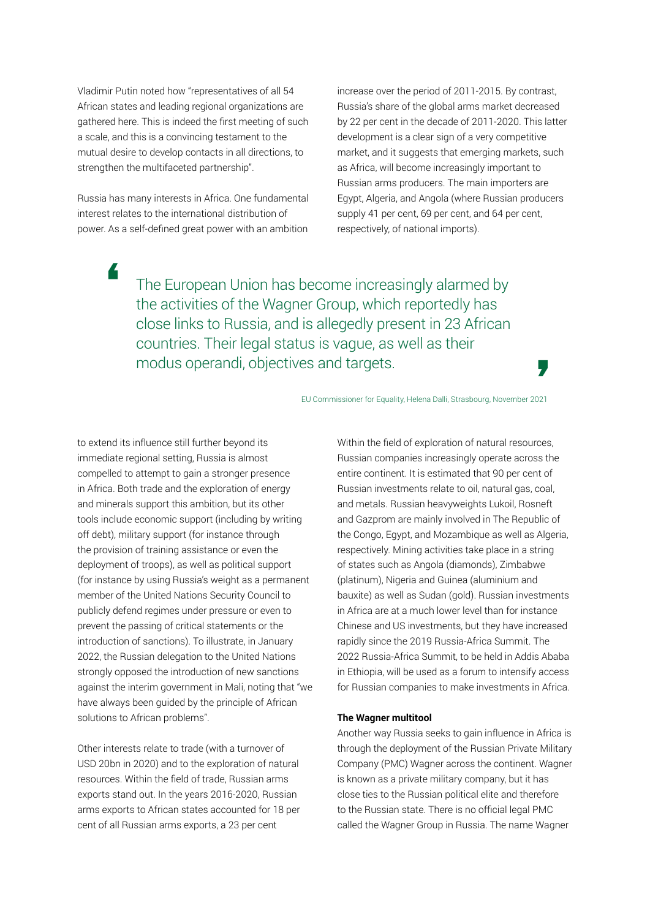Vladimir Putin noted how "representatives of all 54 African states and leading regional organizations are gathered here. This is indeed the first meeting of such a scale, and this is a convincing testament to the mutual desire to develop contacts in all directions, to strengthen the multifaceted partnership".

Russia has many interests in Africa. One fundamental interest relates to the international distribution of power. As a self-defined great power with an ambition to extend its influence still further beyond its immediate regional setting, Russia is almost compelled to attempt to gain a stronger presence in Africa. Both trade and the exploration of energy and minerals support this ambition, but its other tools include economic support (including by writing off debt), military support (for instance through the provision of training assistance or even the deployment of troops), as well as political support (for instance by using Russia's weight as a permanent member of the United Nations Security Council to publicly defend regimes under pressure or even to prevent the passing of critical statements or the introduction of sanctions). To illustrate, in January 2022, the Russian delegation to the United Nations strongly opposed the introduction of new sanctions against the interim government in Mali, noting that "we have always been guided by the principle of African solutions to African problems".

> The European Union has become increasingly alarmed by the activities of the Wagner Group, which reportedly has close links to Russia, and is allegedly present in 23 African countries. Their legal status is vague, as well as their modus operandi, objectives and targets.
>
> EU Commissioner for Equality, Helena Dalli, Strasbourg, November 2021

Other interests relate to trade (with a turnover of USD 20bn in 2020) and to the exploration of natural resources. Within the field of trade, Russian arms exports stand out. In the years 2016-2020, Russian arms exports to African states accounted for 18 per cent of all Russian arms exports, a 23 per cent increase over the period of 2011-2015. By contrast, Russia's share of the global arms market decreased by 22 per cent in the decade of 2011-2020. This latter development is a clear sign of a very competitive market, and it suggests that emerging markets, such as Africa, will become increasingly important to Russian arms producers. The main importers are Egypt, Algeria, and Angola (where Russian producers supply 41 per cent, 69 per cent, and 64 per cent, respectively, of national imports).

Within the field of exploration of natural resources, Russian companies increasingly operate across the entire continent. It is estimated that 90 per cent of Russian investments relate to oil, natural gas, coal, and metals. Russian heavyweights Lukoil, Rosneft and Gazprom are mainly involved in The Republic of the Congo, Egypt, and Mozambique as well as Algeria, respectively. Mining activities take place in a string of states such as Angola (diamonds), Zimbabwe (platinum), Nigeria and Guinea (aluminium and bauxite) as well as Sudan (gold). Russian investments in Africa are at a much lower level than for instance Chinese and US investments, but they have increased rapidly since the 2019 Russia-Africa Summit. The 2022 Russia-Africa Summit, to be held in Addis Ababa in Ethiopia, will be used as a forum to intensify access for Russian companies to make investments in Africa.

**The Wagner multitool**

Another way Russia seeks to gain influence in Africa is through the deployment of the Russian Private Military Company (PMC) Wagner across the continent. Wagner is known as a private military company, but it has close ties to the Russian political elite and therefore to the Russian state. There is no official legal PMC called the Wagner Group in Russia. The name Wagner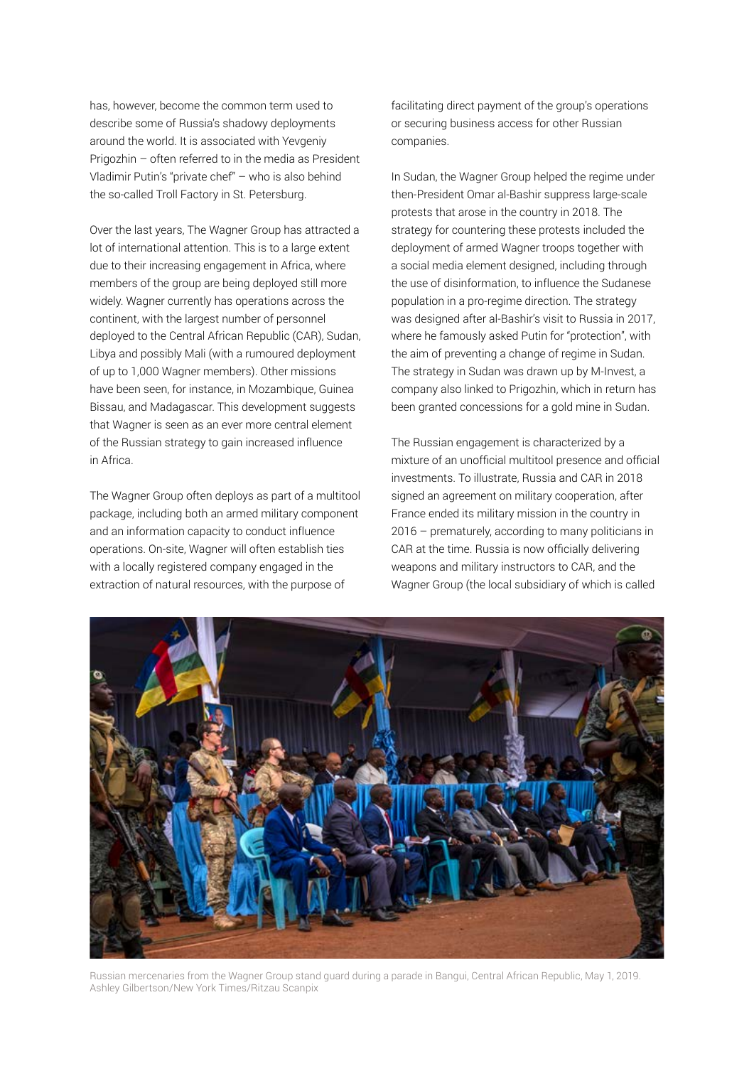has, however, become the common term used to describe some of Russia's shadowy deployments around the world. It is associated with Yevgeniy Prigozhin – often referred to in the media as President Vladimir Putin's "private chef" – who is also behind the so-called Troll Factory in St. Petersburg.

Over the last years, The Wagner Group has attracted a lot of international attention. This is to a large extent due to their increasing engagement in Africa, where members of the group are being deployed still more widely. Wagner currently has operations across the continent, with the largest number of personnel deployed to the Central African Republic (CAR), Sudan, Libya and possibly Mali (with a rumoured deployment of up to 1,000 Wagner members). Other missions have been seen, for instance, in Mozambique, Guinea Bissau, and Madagascar. This development suggests that Wagner is seen as an ever more central element of the Russian strategy to gain increased influence in Africa.

The Wagner Group often deploys as part of a multitool package, including both an armed military component and an information capacity to conduct influence operations. On-site, Wagner will often establish ties with a locally registered company engaged in the extraction of natural resources, with the purpose of facilitating direct payment of the group's operations or securing business access for other Russian companies.

In Sudan, the Wagner Group helped the regime under then-President Omar al-Bashir suppress large-scale protests that arose in the country in 2018. The strategy for countering these protests included the deployment of armed Wagner troops together with a social media element designed, including through the use of disinformation, to influence the Sudanese population in a pro-regime direction. The strategy was designed after al-Bashir's visit to Russia in 2017, where he famously asked Putin for "protection", with the aim of preventing a change of regime in Sudan. The strategy in Sudan was drawn up by M-Invest, a company also linked to Prigozhin, which in return has been granted concessions for a gold mine in Sudan.

The Russian engagement is characterized by a mixture of an unofficial multitool presence and official investments. To illustrate, Russia and CAR in 2018 signed an agreement on military cooperation, after France ended its military mission in the country in 2016 – prematurely, according to many politicians in CAR at the time. Russia is now officially delivering weapons and military instructors to CAR, and the Wagner Group (the local subsidiary of which is called

Russian mercenaries from the Wagner Group stand guard during a parade in Bangui, Central African Republic, May 1, 2019. Ashley Gilbertson/New York Times/Ritzau Scanpix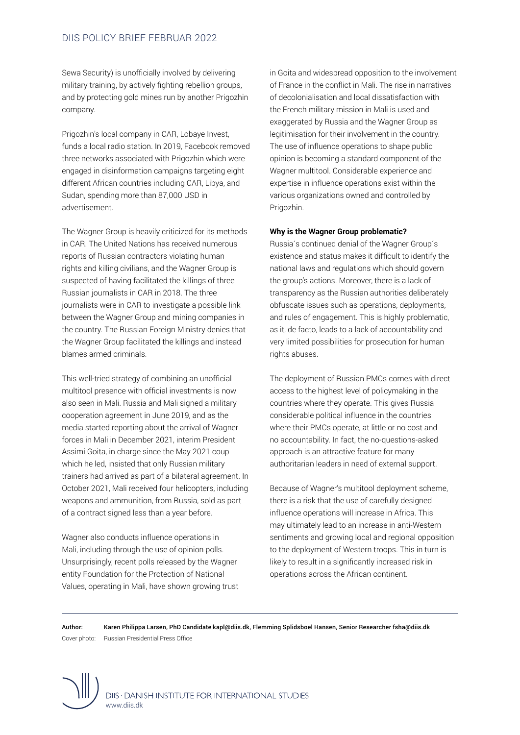Sewa Security) is unofficially involved by delivering military training, by actively fighting rebellion groups, and by protecting gold mines run by another Prigozhin company.

Prigozhin's local company in CAR, Lobaye Invest, funds a local radio station. In 2019, Facebook removed three networks associated with Prigozhin which were engaged in disinformation campaigns targeting eight different African countries including CAR, Libya, and Sudan, spending more than 87,000 USD in advertisement.

The Wagner Group is heavily criticized for its methods in CAR. The United Nations has received numerous reports of Russian contractors violating human rights and killing civilians, and the Wagner Group is suspected of having facilitated the killings of three Russian journalists in CAR in 2018. The three journalists were in CAR to investigate a possible link between the Wagner Group and mining companies in the country. The Russian Foreign Ministry denies that the Wagner Group facilitated the killings and instead blames armed criminals.

This well-tried strategy of combining an unofficial multitool presence with official investments is now also seen in Mali. Russia and Mali signed a military cooperation agreement in June 2019, and as the media started reporting about the arrival of Wagner forces in Mali in December 2021, interim President Assimi Goita, in charge since the May 2021 coup which he led, insisted that only Russian military trainers had arrived as part of a bilateral agreement. In October 2021, Mali received four helicopters, including weapons and ammunition, from Russia, sold as part of a contract signed less than a year before.

Wagner also conducts influence operations in Mali, including through the use of opinion polls. Unsurprisingly, recent polls released by the Wagner entity Foundation for the Protection of National Values, operating in Mali, have shown growing trust in Goita and widespread opposition to the involvement of France in the conflict in Mali. The rise in narratives of decolonialisation and local dissatisfaction with the French military mission in Mali is used and exaggerated by Russia and the Wagner Group as legitimisation for their involvement in the country. The use of influence operations to shape public opinion is becoming a standard component of the Wagner multitool. Considerable experience and expertise in influence operations exist within the various organizations owned and controlled by Prigozhin.

**Why is the Wagner Group problematic?**

Russia´s continued denial of the Wagner Group´s existence and status makes it difficult to identify the national laws and regulations which should govern the group's actions. Moreover, there is a lack of transparency as the Russian authorities deliberately obfuscate issues such as operations, deployments, and rules of engagement. This is highly problematic, as it, de facto, leads to a lack of accountability and very limited possibilities for prosecution for human rights abuses.

The deployment of Russian PMCs comes with direct access to the highest level of policymaking in the countries where they operate. This gives Russia considerable political influence in the countries where their PMCs operate, at little or no cost and no accountability. In fact, the no-questions-asked approach is an attractive feature for many authoritarian leaders in need of external support.

Because of Wagner's multitool deployment scheme, there is a risk that the use of carefully designed influence operations will increase in Africa. This may ultimately lead to an increase in anti-Western sentiments and growing local and regional opposition to the deployment of Western troops. This in turn is likely to result in a significantly increased risk in operations across the African continent.

---

**Author:** Karen Philippa Larsen, PhD Candidate kapl@diis.dk, Flemming Splidsboel Hansen, Senior Researcher fsha@diis.dk

Cover photo: Russian Presidential Press Office

DIIS · DANISH INSTITUTE FOR INTERNATIONAL STUDIES
www.diis.dk